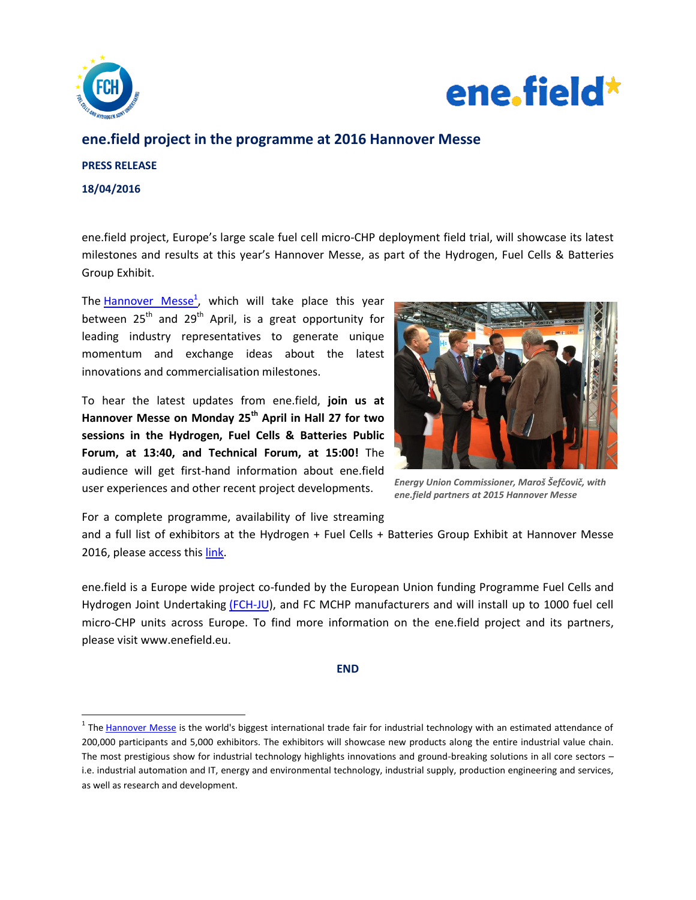# ene.field project in the programme at 2016 Hannover Messe

**PRESS RELEASE**

**18/04/2016**

ene.field project, Europe's large scale fuel cell micro-CHP deployment field trial, will showcase its latest milestones and results at this year's Hannover Messe, as part of the Hydrogen, Fuel Cells & Batteries Group Exhibit.

The Hannover Messe[1], which will take place this year between 25th and 29th April, is a great opportunity for leading industry representatives to generate unique momentum and exchange ideas about the latest innovations and commercialisation milestones.

To hear the latest updates from ene.field, **join us at Hannover Messe on Monday 25th April in Hall 27 for two sessions in the Hydrogen, Fuel Cells & Batteries Public Forum, at 13:40, and Technical Forum, at 15:00!** The audience will get first-hand information about ene.field user experiences and other recent project developments.

*Energy Union Commissioner, Maroš Šefčovič, with ene.field partners at 2015 Hannover Messe*

For a complete programme, availability of live streaming and a full list of exhibitors at the Hydrogen + Fuel Cells + Batteries Group Exhibit at Hannover Messe 2016, please access this link.

ene.field is a Europe wide project co-funded by the European Union funding Programme Fuel Cells and Hydrogen Joint Undertaking (FCH-JU), and FC MCHP manufacturers and will install up to 1000 fuel cell micro-CHP units across Europe. To find more information on the ene.field project and its partners, please visit www.enefield.eu.

**END**

---

[1] The Hannover Messe is the world's biggest international trade fair for industrial technology with an estimated attendance of 200,000 participants and 5,000 exhibitors. The exhibitors will showcase new products along the entire industrial value chain. The most prestigious show for industrial technology highlights innovations and ground-breaking solutions in all core sectors – i.e. industrial automation and IT, energy and environmental technology, industrial supply, production engineering and services, as well as research and development.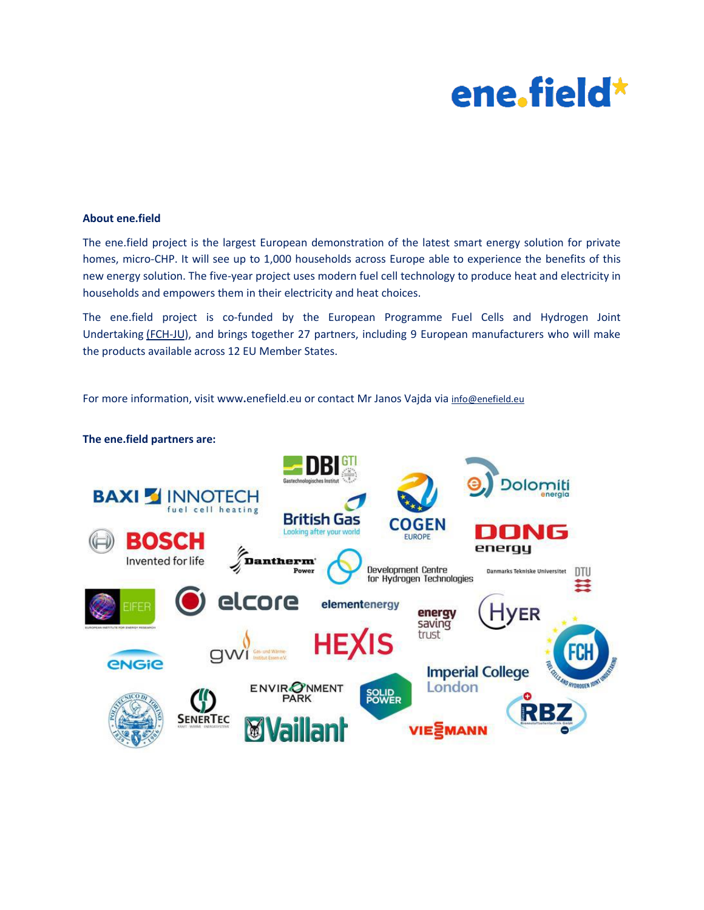ene.field

**About ene.field**

The ene.field project is the largest European demonstration of the latest smart energy solution for private homes, micro-CHP. It will see up to 1,000 households across Europe able to experience the benefits of this new energy solution. The five-year project uses modern fuel cell technology to produce heat and electricity in households and empowers them in their electricity and heat choices.

The ene.field project is co-funded by the European Programme Fuel Cells and Hydrogen Joint Undertaking (FCH-JU), and brings together 27 partners, including 9 European manufacturers who will make the products available across 12 EU Member States.

For more information, visit www.enefield.eu or contact Mr Janos Vajda via info@enefield.eu

**The ene.field partners are:**